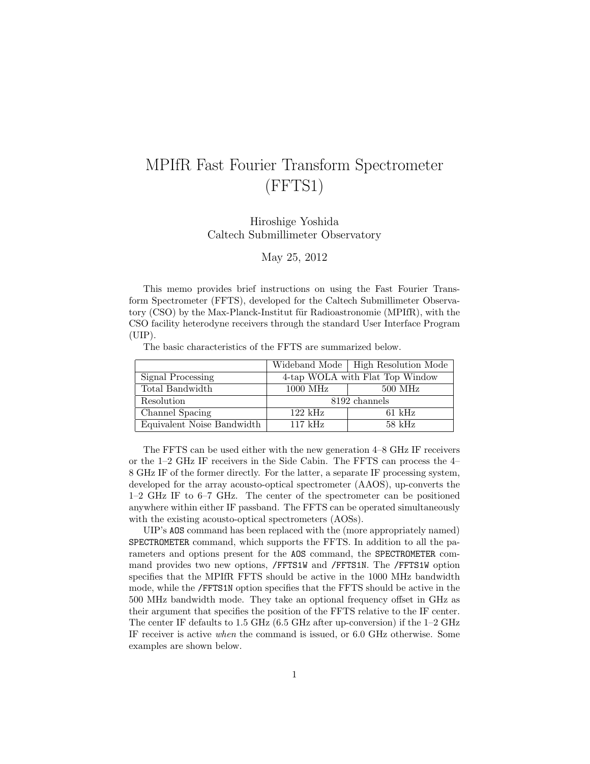# MPIfR Fast Fourier Transform Spectrometer (FFTS1)

Hiroshige Yoshida
Caltech Submillimeter Observatory

May 25, 2012

This memo provides brief instructions on using the Fast Fourier Transform Spectrometer (FFTS), developed for the Caltech Submillimeter Observatory (CSO) by the Max-Planck-Institut für Radioastronomie (MPIfR), with the CSO facility heterodyne receivers through the standard User Interface Program (UIP).

The basic characteristics of the FFTS are summarized below.

| | Wideband Mode | High Resolution Mode |
|---|---|---|
| Signal Processing | 4-tap WOLA with Flat Top Window | |
| Total Bandwidth | 1000 MHz | 500 MHz |
| Resolution | 8192 channels | |
| Channel Spacing | 122 kHz | 61 kHz |
| Equivalent Noise Bandwidth | 117 kHz | 58 kHz |

The FFTS can be used either with the new generation 4–8 GHz IF receivers or the 1–2 GHz IF receivers in the Side Cabin. The FFTS can process the 4–8 GHz IF of the former directly. For the latter, a separate IF processing system, developed for the array acousto-optical spectrometer (AAOS), up-converts the 1–2 GHz IF to 6–7 GHz. The center of the spectrometer can be positioned anywhere within either IF passband. The FFTS can be operated simultaneously with the existing acousto-optical spectrometers (AOSs).

UIP's `AOS` command has been replaced with the (more appropriately named) `SPECTROMETER` command, which supports the FFTS. In addition to all the parameters and options present for the `AOS` command, the `SPECTROMETER` command provides two new options, `/FFTS1W` and `/FFTS1N`. The `/FFTS1W` option specifies that the MPIfR FFTS should be active in the 1000 MHz bandwidth mode, while the `/FFTS1N` option specifies that the FFTS should be active in the 500 MHz bandwidth mode. They take an optional frequency offset in GHz as their argument that specifies the position of the FFTS relative to the IF center. The center IF defaults to 1.5 GHz (6.5 GHz after up-conversion) if the 1–2 GHz IF receiver is active *when* the command is issued, or 6.0 GHz otherwise. Some examples are shown below.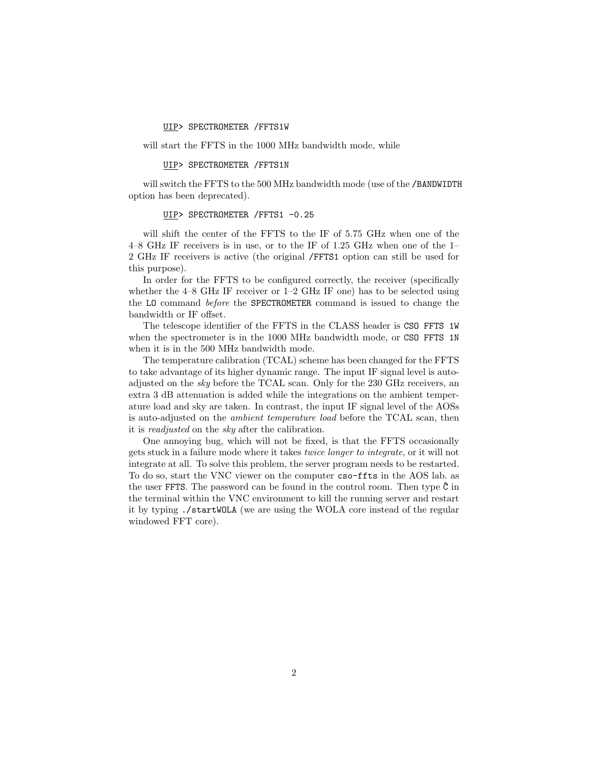```
UIP> SPECTROMETER /FFTS1W
```

will start the FFTS in the 1000 MHz bandwidth mode, while

```
UIP> SPECTROMETER /FFTS1N
```

will switch the FFTS to the 500 MHz bandwidth mode (use of the `/BANDWIDTH` option has been deprecated).

```
UIP> SPECTROMETER /FFTS1 -0.25
```

will shift the center of the FFTS to the IF of 5.75 GHz when one of the 4–8 GHz IF receivers is in use, or to the IF of 1.25 GHz when one of the 1–2 GHz IF receivers is active (the original `/FFTS1` option can still be used for this purpose).

In order for the FFTS to be configured correctly, the receiver (specifically whether the 4–8 GHz IF receiver or 1–2 GHz IF one) has to be selected using the `LO` command *before* the `SPECTROMETER` command is issued to change the bandwidth or IF offset.

The telescope identifier of the FFTS in the CLASS header is `CSO FFTS 1W` when the spectrometer is in the 1000 MHz bandwidth mode, or `CSO FFTS 1N` when it is in the 500 MHz bandwidth mode.

The temperature calibration (TCAL) scheme has been changed for the FFTS to take advantage of its higher dynamic range. The input IF signal level is auto-adjusted on the *sky* before the TCAL scan. Only for the 230 GHz receivers, an extra 3 dB attenuation is added while the integrations on the ambient temperature load and sky are taken. In contrast, the input IF signal level of the AOSs is auto-adjusted on the *ambient temperature load* before the TCAL scan, then it is *readjusted* on the *sky* after the calibration.

One annoying bug, which will not be fixed, is that the FFTS occasionally gets stuck in a failure mode where it takes *twice longer to integrate*, or it will not integrate at all. To solve this problem, the server program needs to be restarted. To do so, start the VNC viewer on the computer `cso-ffts` in the AOS lab. as the user `FFTS`. The password can be found in the control room. Then type `^C` in the terminal within the VNC environment to kill the running server and restart it by typing `./startWOLA` (we are using the WOLA core instead of the regular windowed FFT core).